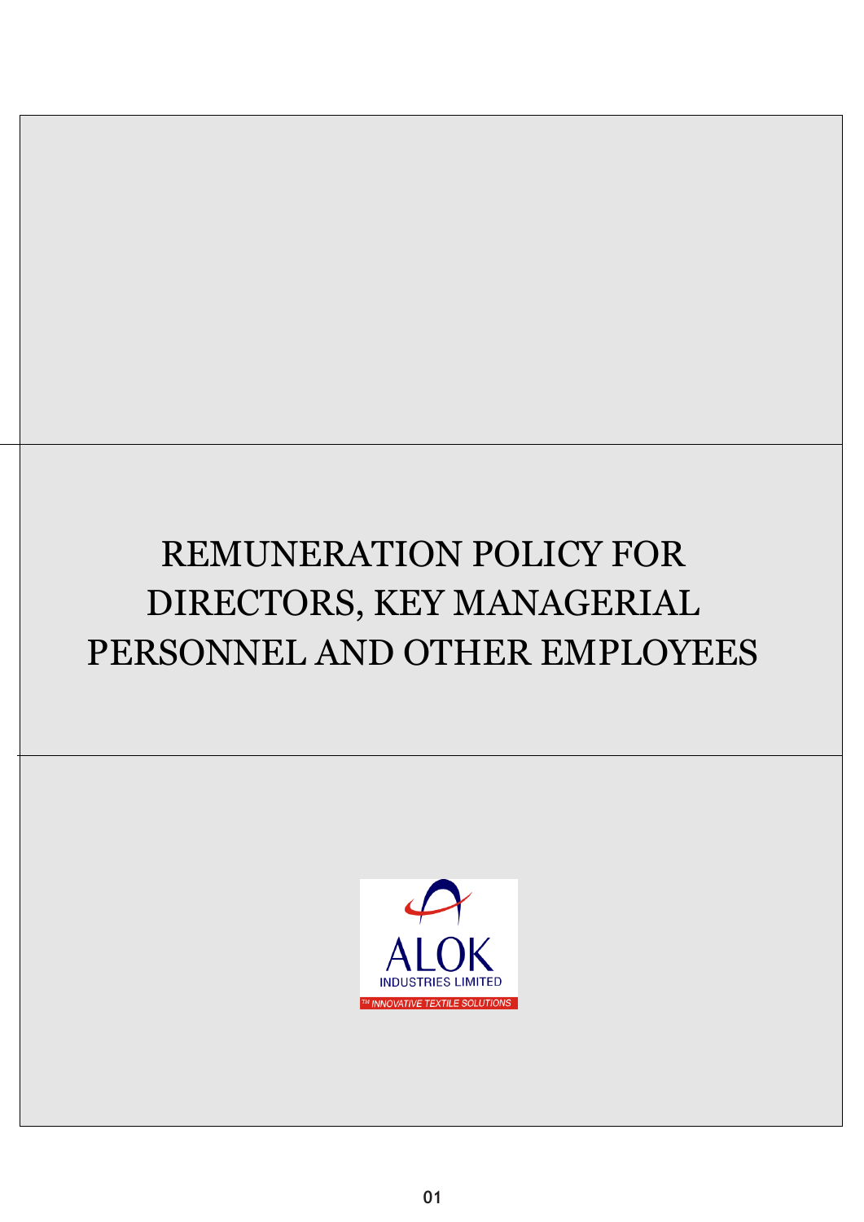# REMUNERATION POLICY FOR DIRECTORS, KEY MANAGERIAL PERSONNEL AND OTHER EMPLOYEES

ALOK
INDUSTRIES LIMITED
TM INNOVATIVE TEXTILE SOLUTIONS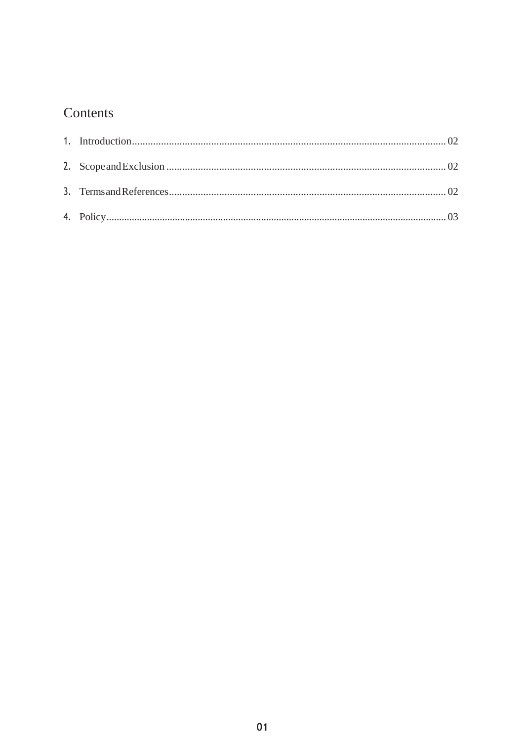# Contents

1. Introduction........................................................................................................................ 02
2. Scope and Exclusion ........................................................................................................... 02
3. Terms and References.......................................................................................................... 02
4. Policy.................................................................................................................................... 03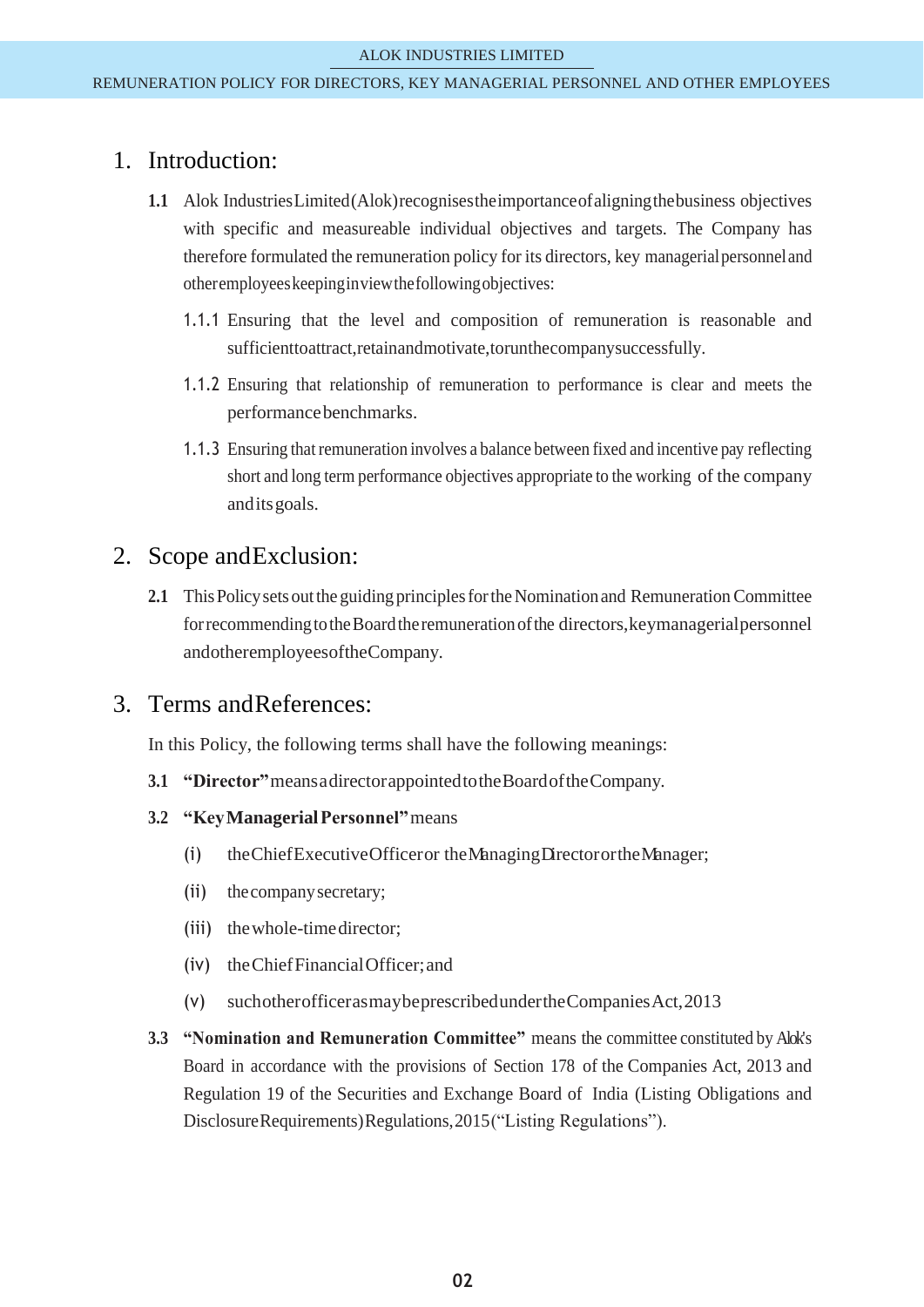## 1. Introduction:

**1.1** Alok Industries Limited (Alok) recognises the importance of aligning the business objectives with specific and measureable individual objectives and targets. The Company has therefore formulated the remuneration policy for its directors, key managerial personnel and other employees keeping in view the following objectives:

1.1.1 Ensuring that the level and composition of remuneration is reasonable and sufficient to attract, retain and motivate, to run the company successfully.

1.1.2 Ensuring that relationship of remuneration to performance is clear and meets the performance benchmarks.

1.1.3 Ensuring that remuneration involves a balance between fixed and incentive pay reflecting short and long term performance objectives appropriate to the working of the company and its goals.

## 2. Scope and Exclusion:

**2.1** This Policy sets out the guiding principles for the Nomination and Remuneration Committee for recommending to the Board the remuneration of the directors, key managerial personnel and other employees of the Company.

## 3. Terms and References:

In this Policy, the following terms shall have the following meanings:

**3.1** **"Director"** means a director appointed to the Board of the Company.

**3.2** **"Key Managerial Personnel"** means

(i) the Chief Executive Officer or the Managing Director or the Manager;

(ii) the company secretary;

(iii) the whole-time director;

(iv) the Chief Financial Officer; and

(v) such other officer as may be prescribed under the Companies Act, 2013

**3.3** **"Nomination and Remuneration Committee"** means the committee constituted by Alok's Board in accordance with the provisions of Section 178 of the Companies Act, 2013 and Regulation 19 of the Securities and Exchange Board of India (Listing Obligations and Disclosure Requirements) Regulations, 2015 ("Listing Regulations").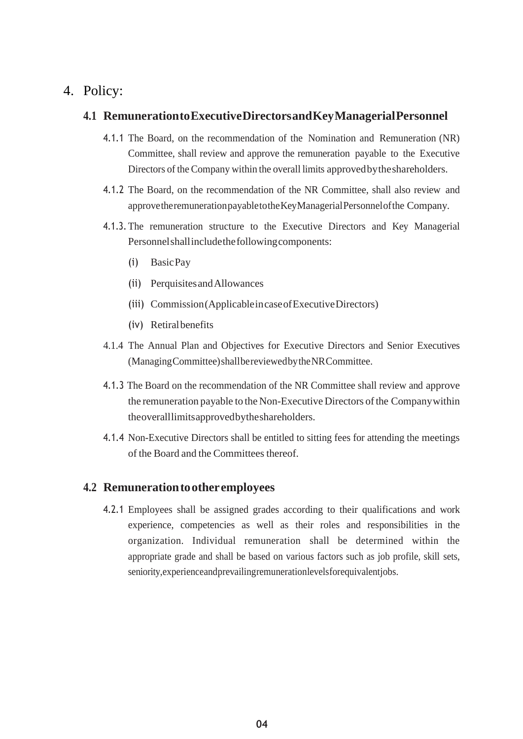# 4. Policy:

## 4.1 Remuneration to Executive Directors and Key Managerial Personnel

4.1.1 The Board, on the recommendation of the Nomination and Remuneration (NR) Committee, shall review and approve the remuneration payable to the Executive Directors of the Company within the overall limits approved by the shareholders.

4.1.2 The Board, on the recommendation of the NR Committee, shall also review and approve the remuneration payable to the Key Managerial Personnel of the Company.

4.1.3. The remuneration structure to the Executive Directors and Key Managerial Personnel shall include the following components:

- (i) Basic Pay
- (ii) Perquisites and Allowances
- (iii) Commission (Applicable in case of Executive Directors)
- (iv) Retiral benefits

4.1.4 The Annual Plan and Objectives for Executive Directors and Senior Executives (Managing Committee) shall be reviewed by the NR Committee.

4.1.3 The Board on the recommendation of the NR Committee shall review and approve the remuneration payable to the Non-Executive Directors of the Company within the overall limits approved by the shareholders.

4.1.4 Non-Executive Directors shall be entitled to sitting fees for attending the meetings of the Board and the Committees thereof.

## 4.2 Remuneration to other employees

4.2.1 Employees shall be assigned grades according to their qualifications and work experience, competencies as well as their roles and responsibilities in the organization. Individual remuneration shall be determined within the appropriate grade and shall be based on various factors such as job profile, skill sets, seniority, experience and prevailing remuneration levels for equivalent jobs.